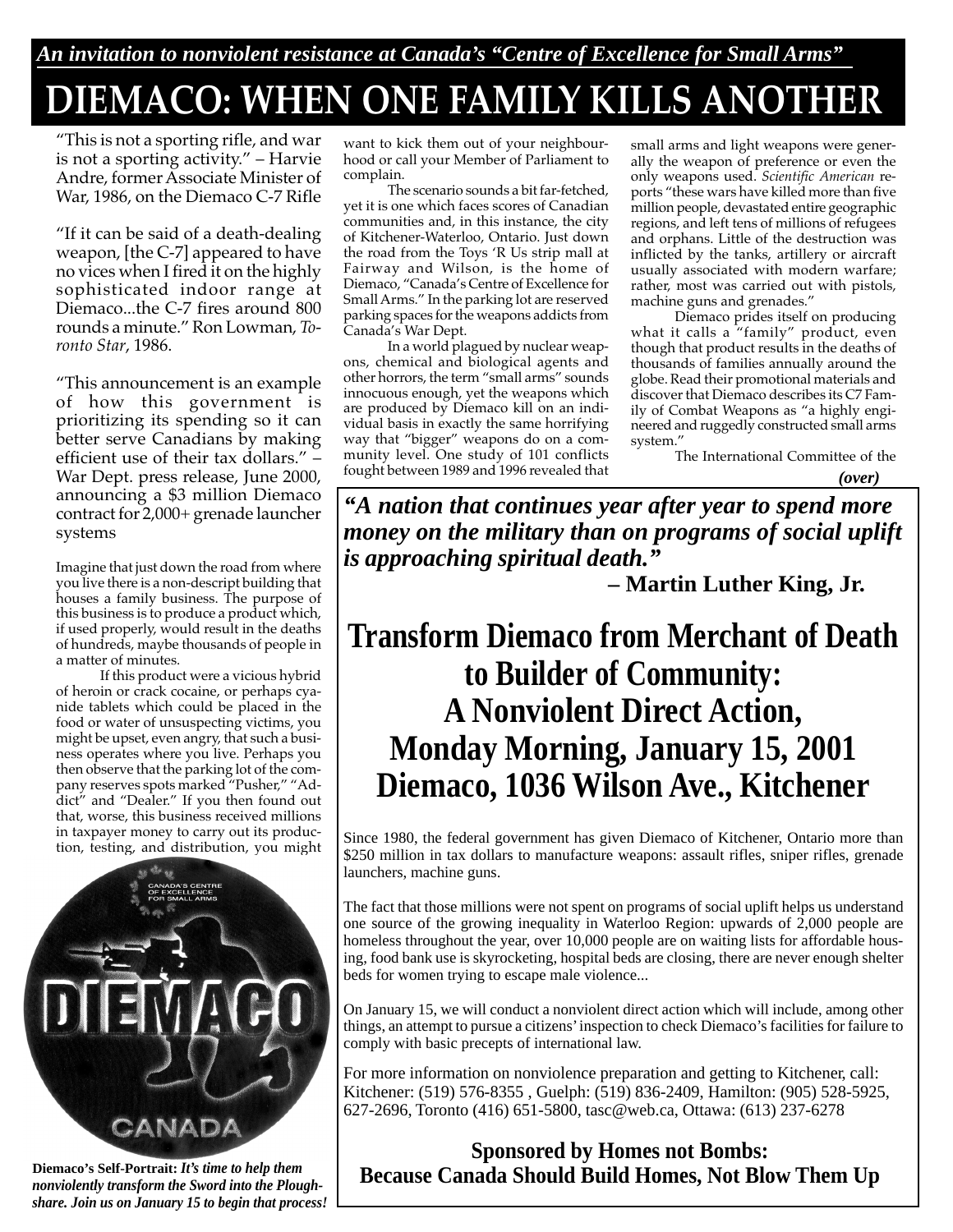*An invitation to nonviolent resistance at Canada's "Centre of Excellence for Small Arms"*

# DIEMACO: WHEN ONE FAMILY KILLS ANOTHER

"This is not a sporting rifle, and war is not a sporting activity." – Harvie Andre, former Associate Minister of War, 1986, on the Diemaco C-7 Rifle

"If it can be said of a death-dealing weapon, [the C-7] appeared to have no vices when I fired it on the highly sophisticated indoor range at Diemaco...the C-7 fires around 800 rounds a minute." Ron Lowman, *Toronto Star*, 1986.

"This announcement is an example of how this government is prioritizing its spending so it can better serve Canadians by making efficient use of their tax dollars." – War Dept. press release, June 2000, announcing a $3 million Diemaco contract for 2,000+ grenade launcher systems

Imagine that just down the road from where you live there is a non-descript building that houses a family business. The purpose of this business is to produce a product which, if used properly, would result in the deaths of hundreds, maybe thousands of people in a matter of minutes.

If this product were a vicious hybrid of heroin or crack cocaine, or perhaps cyanide tablets which could be placed in the food or water of unsuspecting victims, you might be upset, even angry, that such a business operates where you live. Perhaps you then observe that the parking lot of the company reserves spots marked "Pusher," "Addict" and "Dealer." If you then found out that, worse, this business received millions in taxpayer money to carry out its production, testing, and distribution, you might want to kick them out of your neighbourhood or call your Member of Parliament to complain.

The scenario sounds a bit far-fetched, yet it is one which faces scores of Canadian communities and, in this instance, the city of Kitchener-Waterloo, Ontario. Just down the road from the Toys 'R Us strip mall at Fairway and Wilson, is the home of Diemaco, "Canada's Centre of Excellence for Small Arms." In the parking lot are reserved parking spaces for the weapons addicts from Canada's War Dept.

In a world plagued by nuclear weapons, chemical and biological agents and other horrors, the term "small arms" sounds innocuous enough, yet the weapons which are produced by Diemaco kill on an individual basis in exactly the same horrifying way that "bigger" weapons do on a community level. One study of 101 conflicts fought between 1989 and 1996 revealed that small arms and light weapons were generally the weapon of preference or even the only weapons used. *Scientific American* reports "these wars have killed more than five million people, devastated entire geographic regions, and left tens of millions of refugees and orphans. Little of the destruction was inflicted by the tanks, artillery or aircraft usually associated with modern warfare; rather, most was carried out with pistols, machine guns and grenades."

Diemaco prides itself on producing what it calls a "family" product, even though that product results in the deaths of thousands of families annually around the globe. Read their promotional materials and discover that Diemaco describes its C7 Family of Combat Weapons as "a highly engineered and ruggedly constructed small arms system."

The International Committee of the

***(over)***

**Diemaco's Self-Portrait:** ***It's time to help them nonviolently transform the Sword into the Ploughshare. Join us on January 15 to begin that process!***

***"A nation that continues year after year to spend more money on the military than on programs of social uplift is approaching spiritual death."***

**– Martin Luther King, Jr.**

## Transform Diemaco from Merchant of Death to Builder of Community: A Nonviolent Direct Action, Monday Morning, January 15, 2001 Diemaco, 1036 Wilson Ave., Kitchener

Since 1980, the federal government has given Diemaco of Kitchener, Ontario more than $250 million in tax dollars to manufacture weapons: assault rifles, sniper rifles, grenade launchers, machine guns.

The fact that those millions were not spent on programs of social uplift helps us understand one source of the growing inequality in Waterloo Region: upwards of 2,000 people are homeless throughout the year, over 10,000 people are on waiting lists for affordable housing, food bank use is skyrocketing, hospital beds are closing, there are never enough shelter beds for women trying to escape male violence...

On January 15, we will conduct a nonviolent direct action which will include, among other things, an attempt to pursue a citizens' inspection to check Diemaco's facilities for failure to comply with basic precepts of international law.

For more information on nonviolence preparation and getting to Kitchener, call: Kitchener: (519) 576-8355 , Guelph: (519) 836-2409, Hamilton: (905) 528-5925, 627-2696, Toronto (416) 651-5800, tasc@web.ca, Ottawa: (613) 237-6278

**Sponsored by Homes not Bombs: Because Canada Should Build Homes, Not Blow Them Up**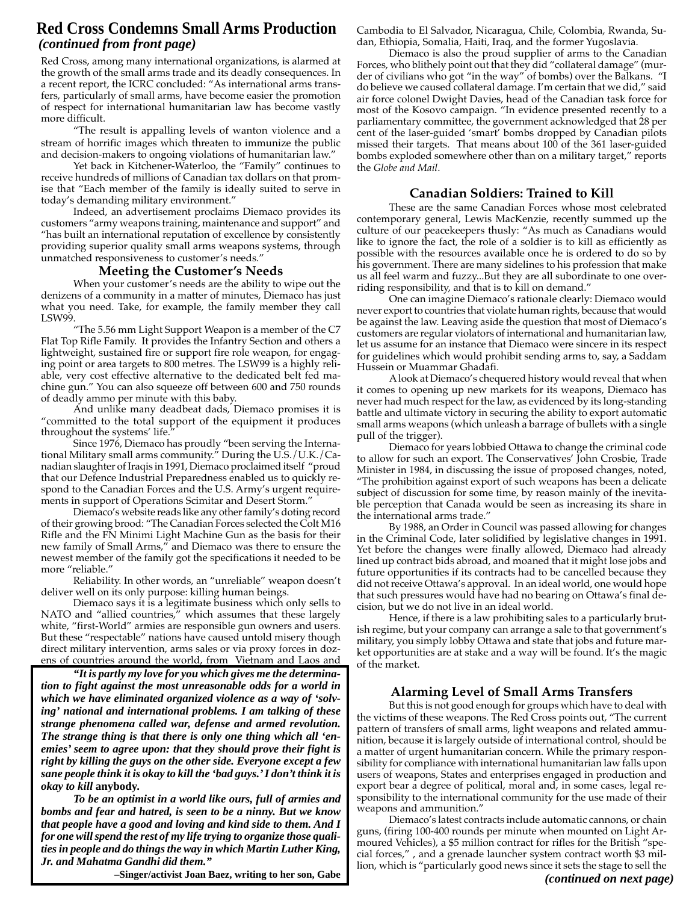## Red Cross Condemns Small Arms Production

***(continued from front page)***

Red Cross, among many international organizations, is alarmed at the growth of the small arms trade and its deadly consequences. In a recent report, the ICRC concluded: "As international arms transfers, particularly of small arms, have become easier the promotion of respect for international humanitarian law has become vastly more difficult.

"The result is appalling levels of wanton violence and a stream of horrific images which threaten to immunize the public and decision-makers to ongoing violations of humanitarian law."

Yet back in Kitchener-Waterloo, the "Family" continues to receive hundreds of millions of Canadian tax dollars on that promise that "Each member of the family is ideally suited to serve in today's demanding military environment."

Indeed, an advertisement proclaims Diemaco provides its customers "army weapons training, maintenance and support" and "has built an international reputation of excellence by consistently providing superior quality small arms weapons systems, through unmatched responsiveness to customer's needs."

### Meeting the Customer's Needs

When your customer's needs are the ability to wipe out the denizens of a community in a matter of minutes, Diemaco has just what you need. Take, for example, the family member they call LSW99.

"The 5.56 mm Light Support Weapon is a member of the C7 Flat Top Rifle Family. It provides the Infantry Section and others a lightweight, sustained fire or support fire role weapon, for engaging point or area targets to 800 metres. The LSW99 is a highly reliable, very cost effective alternative to the dedicated belt fed machine gun." You can also squeeze off between 600 and 750 rounds of deadly ammo per minute with this baby.

And unlike many deadbeat dads, Diemaco promises it is "committed to the total support of the equipment it produces throughout the systems' life."

Since 1976, Diemaco has proudly "been serving the International Military small arms community." During the U.S./U.K./Canadian slaughter of Iraqis in 1991, Diemaco proclaimed itself "proud that our Defence Industrial Preparedness enabled us to quickly respond to the Canadian Forces and the U.S. Army's urgent requirements in support of Operations Scimitar and Desert Storm."

Diemaco's website reads like any other family's doting record of their growing brood: "The Canadian Forces selected the Colt M16 Rifle and the FN Minimi Light Machine Gun as the basis for their new family of Small Arms," and Diemaco was there to ensure the newest member of the family got the specifications it needed to be more "reliable."

Reliability. In other words, an "unreliable" weapon doesn't deliver well on its only purpose: killing human beings.

Diemaco says it is a legitimate business which only sells to NATO and "allied countries," which assumes that these largely white, "first-World" armies are responsible gun owners and users. But these "respectable" nations have caused untold misery though direct military intervention, arms sales or via proxy forces in dozens of countries around the world, from Vietnam and Laos and Cambodia to El Salvador, Nicaragua, Chile, Colombia, Rwanda, Sudan, Ethiopia, Somalia, Haiti, Iraq, and the former Yugoslavia.

Diemaco is also the proud supplier of arms to the Canadian Forces, who blithely point out that they did "collateral damage" (murder of civilians who got "in the way" of bombs) over the Balkans. "I do believe we caused collateral damage. I'm certain that we did," said air force colonel Dwight Davies, head of the Canadian task force for most of the Kosovo campaign. "In evidence presented recently to a parliamentary committee, the government acknowledged that 28 per cent of the laser-guided 'smart' bombs dropped by Canadian pilots missed their targets. That means about 100 of the 361 laser-guided bombs exploded somewhere other than on a military target," reports the *Globe and Mail*.

### Canadian Soldiers: Trained to Kill

These are the same Canadian Forces whose most celebrated contemporary general, Lewis MacKenzie, recently summed up the culture of our peacekeepers thusly: "As much as Canadians would like to ignore the fact, the role of a soldier is to kill as efficiently as possible with the resources available once he is ordered to do so by his government. There are many sidelines to his profession that make us all feel warm and fuzzy...But they are all subordinate to one overriding responsibility, and that is to kill on demand."

One can imagine Diemaco's rationale clearly: Diemaco would never export to countries that violate human rights, because that would be against the law. Leaving aside the question that most of Diemaco's customers are regular violators of international and humanitarian law, let us assume for an instance that Diemaco were sincere in its respect for guidelines which would prohibit sending arms to, say, a Saddam Hussein or Muammar Ghadafi.

A look at Diemaco's chequered history would reveal that when it comes to opening up new markets for its weapons, Diemaco has never had much respect for the law, as evidenced by its long-standing battle and ultimate victory in securing the ability to export automatic small arms weapons (which unleash a barrage of bullets with a single pull of the trigger).

Diemaco for years lobbied Ottawa to change the criminal code to allow for such an export. The Conservatives' John Crosbie, Trade Minister in 1984, in discussing the issue of proposed changes, noted, "The prohibition against export of such weapons has been a delicate subject of discussion for some time, by reason mainly of the inevitable perception that Canada would be seen as increasing its share in the international arms trade."

By 1988, an Order in Council was passed allowing for changes in the Criminal Code, later solidified by legislative changes in 1991. Yet before the changes were finally allowed, Diemaco had already lined up contract bids abroad, and moaned that it might lose jobs and future opportunities if its contracts had to be cancelled because they did not receive Ottawa's approval. In an ideal world, one would hope that such pressures would have had no bearing on Ottawa's final decision, but we do not live in an ideal world.

Hence, if there is a law prohibiting sales to a particularly brutish regime, but your company can arrange a sale to that government's military, you simply lobby Ottawa and state that jobs and future market opportunities are at stake and a way will be found. It's the magic of the market.

### Alarming Level of Small Arms Transfers

But this is not good enough for groups which have to deal with the victims of these weapons. The Red Cross points out, "The current pattern of transfers of small arms, light weapons and related ammunition, because it is largely outside of international control, should be a matter of urgent humanitarian concern. While the primary responsibility for compliance with international humanitarian law falls upon users of weapons, States and enterprises engaged in production and export bear a degree of political, moral and, in some cases, legal responsibility to the international community for the use made of their weapons and ammunition."

Diemaco's latest contracts include automatic cannons, or chain guns, (firing 100-400 rounds per minute when mounted on Light Armoured Vehicles), a $5 million contract for rifles for the British "special forces," , and a grenade launcher system contract worth $3 million, which is "particularly good news since it sets the stage to sell the

***(continued on next page)***

---

***"It is partly my love for you which gives me the determination to fight against the most unreasonable odds for a world in which we have eliminated organized violence as a way of 'solving' national and international problems. I am talking of these strange phenomena called war, defense and armed revolution. The strange thing is that there is only one thing which all 'enemies' seem to agree upon: that they should prove their fight is right by killing the guys on the other side. Everyone except a few sane people think it is okay to kill the 'bad guys.' I don't think it is okay to kill* anybody.**

***To be an optimist in a world like ours, full of armies and bombs and fear and hatred, is seen to be a ninny. But we know that people have a good and loving and kind side to them. And I for one will spend the rest of my life trying to organize those qualities in people and do things the way in which Martin Luther King, Jr. and Mahatma Gandhi did them."***

**–Singer/activist Joan Baez, writing to her son, Gabe**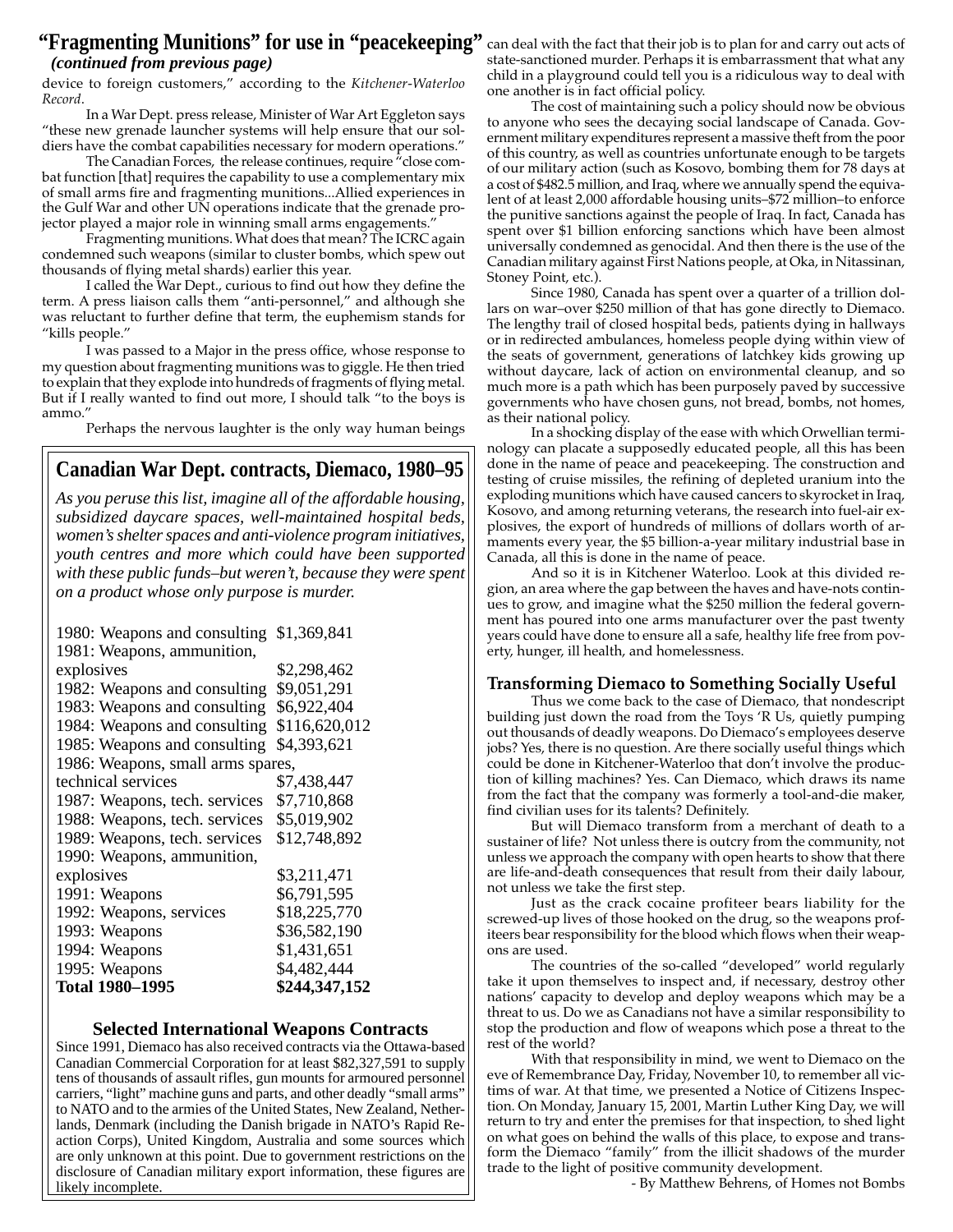## "Fragmenting Munitions" for use in "peacekeeping"

*(continued from previous page)*

device to foreign customers," according to the *Kitchener-Waterloo Record*.

In a War Dept. press release, Minister of War Art Eggleton says "these new grenade launcher systems will help ensure that our soldiers have the combat capabilities necessary for modern operations."

The Canadian Forces, the release continues, require "close combat function [that] requires the capability to use a complementary mix of small arms fire and fragmenting munitions...Allied experiences in the Gulf War and other UN operations indicate that the grenade projector played a major role in winning small arms engagements."

Fragmenting munitions. What does that mean? The ICRC again condemned such weapons (similar to cluster bombs, which spew out thousands of flying metal shards) earlier this year.

I called the War Dept., curious to find out how they define the term. A press liaison calls them "anti-personnel," and although she was reluctant to further define that term, the euphemism stands for "kills people."

I was passed to a Major in the press office, whose response to my question about fragmenting munitions was to giggle. He then tried to explain that they explode into hundreds of fragments of flying metal. But if I really wanted to find out more, I should talk "to the boys is ammo."

Perhaps the nervous laughter is the only way human beings can deal with the fact that their job is to plan for and carry out acts of state-sanctioned murder. Perhaps it is embarrassment that what any child in a playground could tell you is a ridiculous way to deal with one another is in fact official policy.

The cost of maintaining such a policy should now be obvious to anyone who sees the decaying social landscape of Canada. Government military expenditures represent a massive theft from the poor of this country, as well as countries unfortunate enough to be targets of our military action (such as Kosovo, bombing them for 78 days at a cost of $482.5 million, and Iraq, where we annually spend the equivalent of at least 2,000 affordable housing units–$72 million–to enforce the punitive sanctions against the people of Iraq. In fact, Canada has spent over $1 billion enforcing sanctions which have been almost universally condemned as genocidal. And then there is the use of the Canadian military against First Nations people, at Oka, in Nitassinan, Stoney Point, etc.).

Since 1980, Canada has spent over a quarter of a trillion dollars on war–over $250 million of that has gone directly to Diemaco. The lengthy trail of closed hospital beds, patients dying in hallways or in redirected ambulances, homeless people dying within view of the seats of government, generations of latchkey kids growing up without daycare, lack of action on environmental cleanup, and so much more is a path which has been purposely paved by successive governments who have chosen guns, not bread, bombs, not homes, as their national policy.

In a shocking display of the ease with which Orwellian terminology can placate a supposedly educated people, all this has been done in the name of peace and peacekeeping. The construction and testing of cruise missiles, the refining of depleted uranium into the exploding munitions which have caused cancers to skyrocket in Iraq, Kosovo, and among returning veterans, the research into fuel-air explosives, the export of hundreds of millions of dollars worth of armaments every year, the $5 billion-a-year military industrial base in Canada, all this is done in the name of peace.

And so it is in Kitchener Waterloo. Look at this divided region, an area where the gap between the haves and have-nots continues to grow, and imagine what the $250 million the federal government has poured into one arms manufacturer over the past twenty years could have done to ensure all a safe, healthy life free from poverty, hunger, ill health, and homelessness.

### Transforming Diemaco to Something Socially Useful

Thus we come back to the case of Diemaco, that nondescript building just down the road from the Toys 'R Us, quietly pumping out thousands of deadly weapons. Do Diemaco's employees deserve jobs? Yes, there is no question. Are there socially useful things which could be done in Kitchener-Waterloo that don't involve the production of killing machines? Yes. Can Diemaco, which draws its name from the fact that the company was formerly a tool-and-die maker, find civilian uses for its talents? Definitely.

But will Diemaco transform from a merchant of death to a sustainer of life? Not unless there is outcry from the community, not unless we approach the company with open hearts to show that there are life-and-death consequences that result from their daily labour, not unless we take the first step.

Just as the crack cocaine profiteer bears liability for the screwed-up lives of those hooked on the drug, so the weapons profiteers bear responsibility for the blood which flows when their weapons are used.

The countries of the so-called "developed" world regularly take it upon themselves to inspect and, if necessary, destroy other nations' capacity to develop and deploy weapons which may be a threat to us. Do we as Canadians not have a similar responsibility to stop the production and flow of weapons which pose a threat to the rest of the world?

With that responsibility in mind, we went to Diemaco on the eve of Remembrance Day, Friday, November 10, to remember all victims of war. At that time, we presented a Notice of Citizens Inspection. On Monday, January 15, 2001, Martin Luther King Day, we will return to try and enter the premises for that inspection, to shed light on what goes on behind the walls of this place, to expose and transform the Diemaco "family" from the illicit shadows of the murder trade to the light of positive community development.

- By Matthew Behrens, of Homes not Bombs

## Canadian War Dept. contracts, Diemaco, 1980–95

*As you peruse this list, imagine all of the affordable housing, subsidized daycare spaces, well-maintained hospital beds, women's shelter spaces and anti-violence program initiatives, youth centres and more which could have been supported with these public funds–but weren't, because they were spent on a product whose only purpose is murder.*

| Contract | Amount |
|---|---|
| 1980: Weapons and consulting | $1,369,841 |
| 1981: Weapons, ammunition, explosives | $2,298,462 |
| 1982: Weapons and consulting | $9,051,291 |
| 1983: Weapons and consulting | $6,922,404 |
| 1984: Weapons and consulting | $116,620,012 |
| 1985: Weapons and consulting | $4,393,621 |
| 1986: Weapons, small arms spares, technical services | $7,438,447 |
| 1987: Weapons, tech. services | $7,710,868 |
| 1988: Weapons, tech. services | $5,019,902 |
| 1989: Weapons, tech. services | $12,748,892 |
| 1990: Weapons, ammunition, explosives | $3,211,471 |
| 1991: Weapons | $6,791,595 |
| 1992: Weapons, services | $18,225,770 |
| 1993: Weapons | $36,582,190 |
| 1994: Weapons | $1,431,651 |
| 1995: Weapons | $4,482,444 |
| **Total 1980–1995** | **$244,347,152** |

### Selected International Weapons Contracts

Since 1991, Diemaco has also received contracts via the Ottawa-based Canadian Commercial Corporation for at least $82,327,591 to supply tens of thousands of assault rifles, gun mounts for armoured personnel carriers, "light" machine guns and parts, and other deadly "small arms" to NATO and to the armies of the United States, New Zealand, Netherlands, Denmark (including the Danish brigade in NATO's Rapid Reaction Corps), United Kingdom, Australia and some sources which are only unknown at this point. Due to government restrictions on the disclosure of Canadian military export information, these figures are likely incomplete.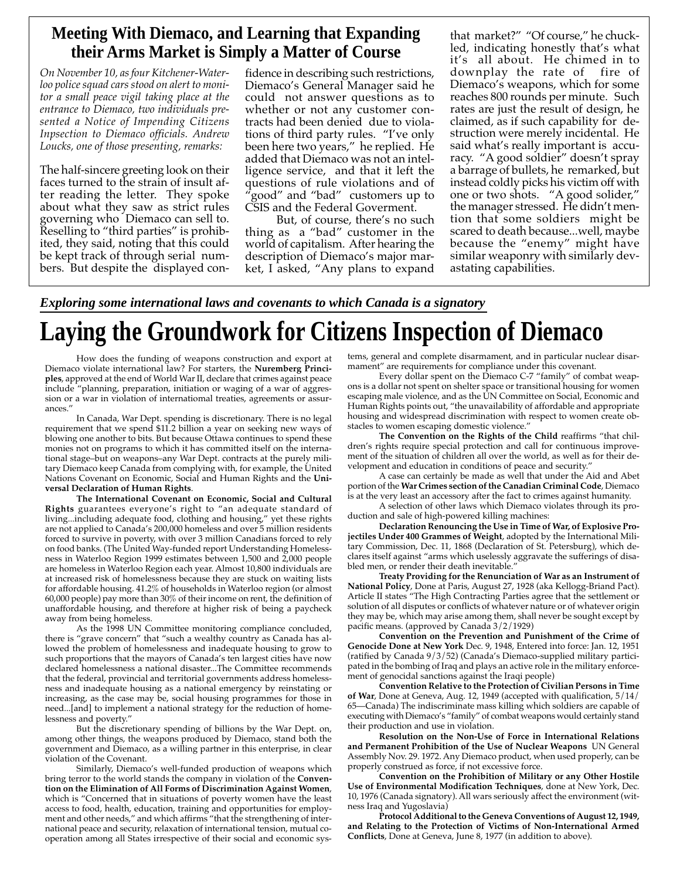## Meeting With Diemaco, and Learning that Expanding their Arms Market is Simply a Matter of Course

*On November 10, as four Kitchener-Waterloo police squad cars stood on alert to monitor a small peace vigil taking place at the entrance to Diemaco, two individuals presented a Notice of Impending Citizens Inpsection to Diemaco officials. Andrew Loucks, one of those presenting, remarks:*

The half-sincere greeting look on their faces turned to the strain of insult after reading the letter. They spoke about what they saw as strict rules governing who Diemaco can sell to. Reselling to "third parties" is prohibited, they said, noting that this could be kept track of through serial numbers. But despite the displayed confidence in describing such restrictions, Diemaco's General Manager said he could not answer questions as to whether or not any customer contracts had been denied due to violations of third party rules. "I've only been here two years," he replied. He added that Diemaco was not an intelligence service, and that it left the questions of rule violations and of "good" and "bad" customers up to CSIS and the Federal Goverment.

But, of course, there's no such thing as a "bad" customer in the world of capitalism. After hearing the description of Diemaco's major market, I asked, "Any plans to expand that market?" "Of course," he chuckled, indicating honestly that's what it's all about. He chimed in to downplay the rate of fire of Diemaco's weapons, which for some reaches 800 rounds per minute. Such rates are just the result of design, he claimed, as if such capability for destruction were merely incidental. He said what's really important is accuracy. "A good soldier" doesn't spray a barrage of bullets, he remarked, but instead coldly picks his victim off with one or two shots. "A good solider," the manager stressed. He didn't mention that some soldiers might be scared to death because...well, maybe because the "enemy" might have similar weaponry with similarly devastating capabilities.

***Exploring some international laws and covenants to which Canada is a signatory***

# Laying the Groundwork for Citizens Inspection of Diemaco

How does the funding of weapons construction and export at Diemaco violate international law? For starters, the **Nuremberg Principles**, approved at the end of World War II, declare that crimes against peace include "planning, preparation, initiation or waging of a war of aggression or a war in violation of internatiomal treaties, agreements or assurances."

In Canada, War Dept. spending is discretionary. There is no legal requirement that we spend $11.2 billion a year on seeking new ways of blowing one another to bits. But because Ottawa continues to spend these monies not on programs to which it has committed itself on the international stage–but on weapons–any War Dept. contracts at the purely military Diemaco keep Canada from complying with, for example, the United Nations Covenant on Economic, Social and Human Rights and the **Universal Declaration of Human Rights**.

**The International Covenant on Economic, Social and Cultural Rights** guarantees everyone's right to "an adequate standard of living...including adequate food, clothing and housing," yet these rights are not applied to Canada's 200,000 homeless and over 5 million residents forced to survive in poverty, with over 3 million Canadians forced to rely on food banks. (The United Way-funded report Understanding Homelessness in Waterloo Region 1999 estimates between 1,500 and 2,000 people are homeless in Waterloo Region each year. Almost 10,800 individuals are at increased risk of homelessness because they are stuck on waiting lists for affordable housing. 41.2% of households in Waterloo region (or almost 60,000 people) pay more than 30% of their income on rent, the definition of unaffordable housing, and therefore at higher risk of being a paycheck away from being homeless.

As the 1998 UN Committee monitoring compliance concluded, there is "grave concern" that "such a wealthy country as Canada has allowed the problem of homelessness and inadequate housing to grow to such proportions that the mayors of Canada's ten largest cities have now declared homelessness a national disaster...The Committee recommends that the federal, provincial and territorial governments address homelessness and inadequate housing as a national emergency by reinstating or increasing, as the case may be, social housing programmes for those in need...[and] to implement a national strategy for the reduction of homelessness and poverty."

But the discretionary spending of billions by the War Dept. on, among other things, the weapons produced by Diemaco, stand both the government and Diemaco, as a willing partner in this enterprise, in clear violation of the Covenant.

Similarly, Diemaco's well-funded production of weapons which bring terror to the world stands the company in violation of the **Convention on the Elimination of All Forms of Discrimination Against Women**, which is "Concerned that in situations of poverty women have the least access to food, health, education, training and opportunities for employment and other needs," and which affirms "that the strengthening of international peace and security, relaxation of international tension, mutual cooperation among all States irrespective of their social and economic systems, general and complete disarmament, and in particular nuclear disarmament" are requirements for compliance under this covenant.

Every dollar spent on the Diemaco C-7 "family" of combat weapons is a dollar not spent on shelter space or transitional housing for women escaping male violence, and as the UN Committee on Social, Economic and Human Rights points out, "the unavailability of affordable and appropriate housing and widespread discrimination with respect to women create obstacles to women escaping domestic violence."

**The Convention on the Rights of the Child** reaffirms "that children's rights require special protection and call for continuous improvement of the situation of children all over the world, as well as for their development and education in conditions of peace and security."

A case can certainly be made as well that under the Aid and Abet portion of the **War Crimes section of the Canadian Criminal Code**, Diemaco is at the very least an accessory after the fact to crimes against humanity.

A selection of other laws which Diemaco violates through its production and sale of high-powered killing machines:

**Declaration Renouncing the Use in Time of War, of Explosive Projectiles Under 400 Grammes of Weight**, adopted by the International Military Commission, Dec. 11, 1868 (Declaration of St. Petersburg), which declares itself against "arms which uselessly aggravate the sufferings of disabled men, or render their death inevitable."

**Treaty Providing for the Renunciation of War as an Instrument of National Policy**, Done at Paris, August 27, 1928 (aka Kellogg-Briand Pact). Article II states "The High Contracting Parties agree that the settlement or solution of all disputes or conflicts of whatever nature or of whatever origin they may be, which may arise among them, shall never be sought except by pacific means. (approved by Canada 3/2/1929)

**Convention on the Prevention and Punishment of the Crime of Genocide Done at New York** Dec. 9, 1948, Entered into force: Jan. 12, 1951 (ratified by Canada 9/3/52) (Canada's Diemaco-supplied military participated in the bombing of Iraq and plays an active role in the military enforcement of genocidal sanctions against the Iraqi people)

**Convention Relative to the Protection of Civilian Persons in Time of War**, Done at Geneva, Aug. 12, 1949 (accepted with qualification, 5/14/65—Canada) The indiscriminate mass killing which soldiers are capable of executing with Diemaco's "family" of combat weapons would certainly stand their production and use in violation.

**Resolution on the Non-Use of Force in International Relations and Permanent Prohibition of the Use of Nuclear Weapons** UN General Assembly Nov. 29. 1972. Any Diemaco product, when used properly, can be properly construed as force, if not excessive force.

**Convention on the Prohibition of Military or any Other Hostile Use of Environmental Modification Techniques**, done at New York, Dec. 10, 1976 (Canada signatory). All wars seriously affect the environment (witness Iraq and Yugoslavia)

**Protocol Additional to the Geneva Conventions of August 12, 1949, and Relating to the Protection of Victims of Non-International Armed Conflicts**, Done at Geneva, June 8, 1977 (in addition to above).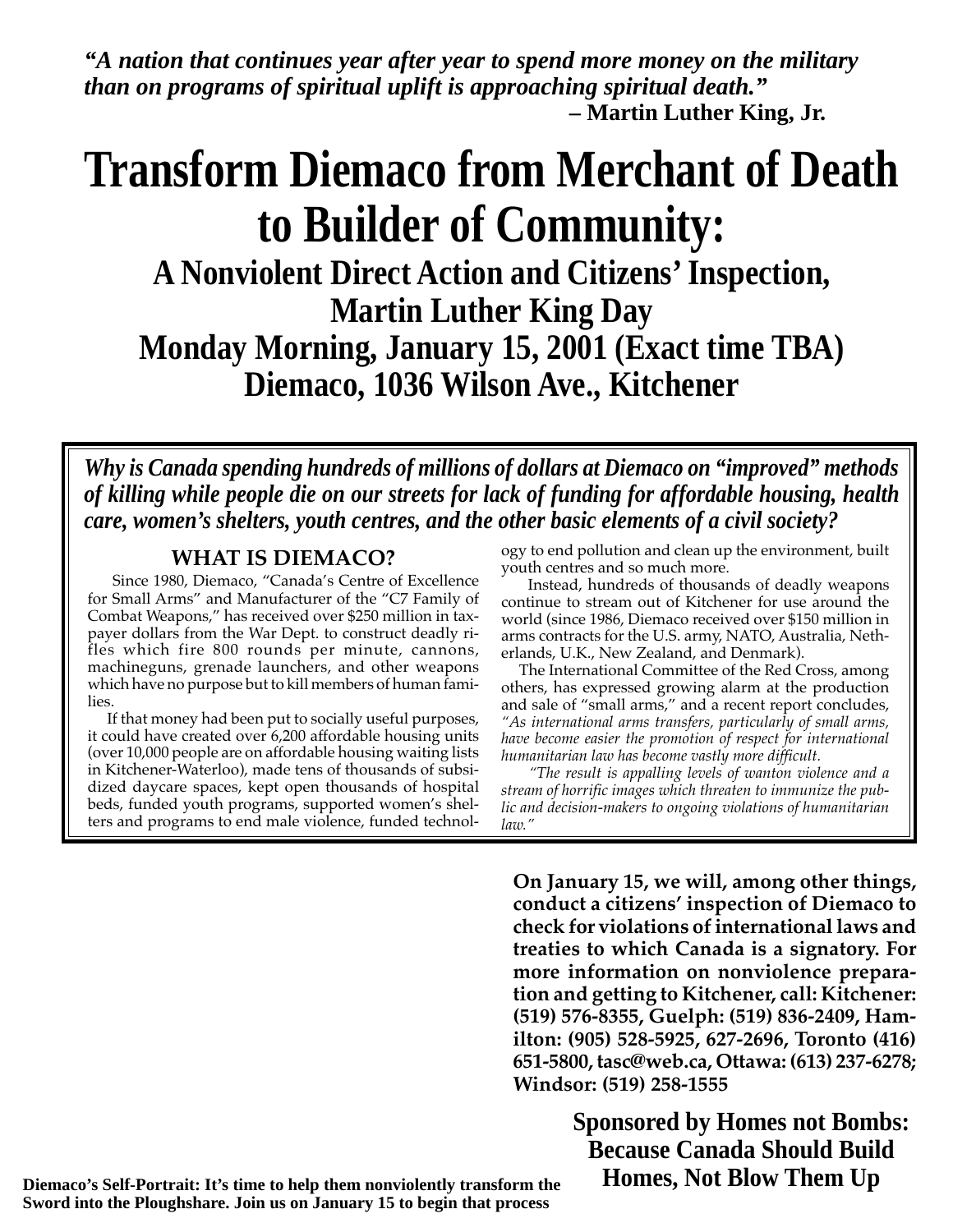*"A nation that continues year after year to spend more money on the military than on programs of spiritual uplift is approaching spiritual death."*

**– Martin Luther King, Jr.**

# Transform Diemaco from Merchant of Death to Builder of Community:

## A Nonviolent Direct Action and Citizens' Inspection, Martin Luther King Day Monday Morning, January 15, 2001 (Exact time TBA) Diemaco, 1036 Wilson Ave., Kitchener

***Why is Canada spending hundreds of millions of dollars at Diemaco on "improved" methods of killing while people die on our streets for lack of funding for affordable housing, health care, women's shelters, youth centres, and the other basic elements of a civil society?***

### WHAT IS DIEMACO?

Since 1980, Diemaco, "Canada's Centre of Excellence for Small Arms" and Manufacturer of the "C7 Family of Combat Weapons," has received over $250 million in taxpayer dollars from the War Dept. to construct deadly rifles which fire 800 rounds per minute, cannons, machineguns, grenade launchers, and other weapons which have no purpose but to kill members of human families.

If that money had been put to socially useful purposes, it could have created over 6,200 affordable housing units (over 10,000 people are on affordable housing waiting lists in Kitchener-Waterloo), made tens of thousands of subsidized daycare spaces, kept open thousands of hospital beds, funded youth programs, supported women's shelters and programs to end male violence, funded technology to end pollution and clean up the environment, built youth centres and so much more.

Instead, hundreds of thousands of deadly weapons continue to stream out of Kitchener for use around the world (since 1986, Diemaco received over $150 million in arms contracts for the U.S. army, NATO, Australia, Netherlands, U.K., New Zealand, and Denmark).

The International Committee of the Red Cross, among others, has expressed growing alarm at the production and sale of "small arms," and a recent report concludes, *"As international arms transfers, particularly of small arms, have become easier the promotion of respect for international humanitarian law has become vastly more difficult.*

*"The result is appalling levels of wanton violence and a stream of horrific images which threaten to immunize the public and decision-makers to ongoing violations of humanitarian law."*

**On January 15, we will, among other things, conduct a citizens' inspection of Diemaco to check for violations of international laws and treaties to which Canada is a signatory. For more information on nonviolence preparation and getting to Kitchener, call: Kitchener: (519) 576-8355, Guelph: (519) 836-2409, Hamilton: (905) 528-5925, 627-2696, Toronto (416) 651-5800, tasc@web.ca, Ottawa: (613) 237-6278; Windsor: (519) 258-1555**

**Sponsored by Homes not Bombs: Because Canada Should Build Homes, Not Blow Them Up**

**Diemaco's Self-Portrait: It's time to help them nonviolently transform the Sword into the Ploughshare. Join us on January 15 to begin that process**